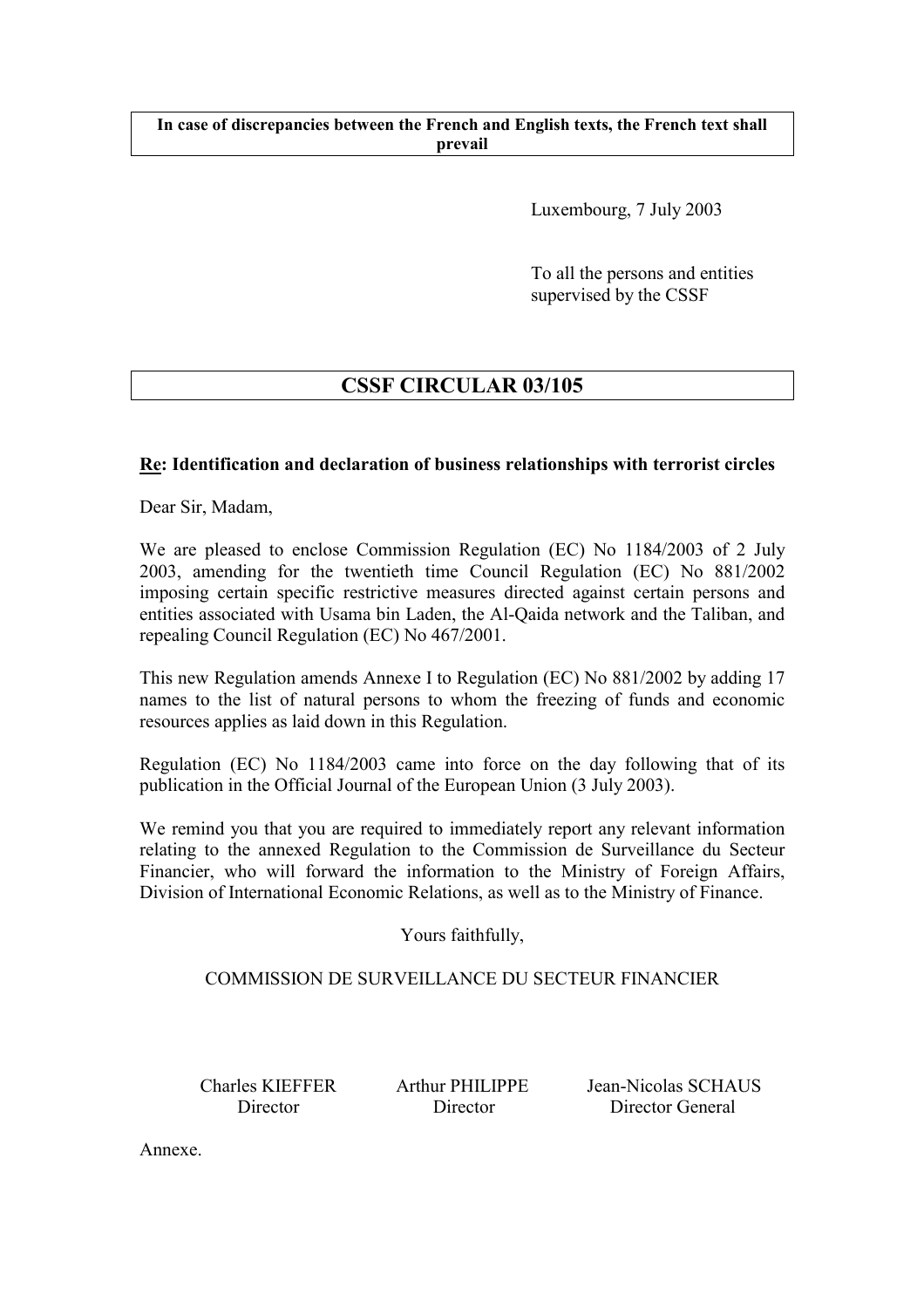**In case of discrepancies between the French and English texts, the French text shall prevail**

Luxembourg, 7 July 2003

To all the persons and entities supervised by the CSSF

# CSSF CIRCULAR 03/105

**Re: Identification and declaration of business relationships with terrorist circles**

Dear Sir, Madam,

We are pleased to enclose Commission Regulation (EC) No 1184/2003 of 2 July 2003, amending for the twentieth time Council Regulation (EC) No 881/2002 imposing certain specific restrictive measures directed against certain persons and entities associated with Usama bin Laden, the Al-Qaida network and the Taliban, and repealing Council Regulation (EC) No 467/2001.

This new Regulation amends Annexe I to Regulation (EC) No 881/2002 by adding 17 names to the list of natural persons to whom the freezing of funds and economic resources applies as laid down in this Regulation.

Regulation (EC) No 1184/2003 came into force on the day following that of its publication in the Official Journal of the European Union (3 July 2003).

We remind you that you are required to immediately report any relevant information relating to the annexed Regulation to the Commission de Surveillance du Secteur Financier, who will forward the information to the Ministry of Foreign Affairs, Division of International Economic Relations, as well as to the Ministry of Finance.

Yours faithfully,

COMMISSION DE SURVEILLANCE DU SECTEUR FINANCIER

| Charles KIEFFER | Arthur PHILIPPE | Jean-Nicolas SCHAUS |
|---|---|---|
| Director | Director | Director General |

Annexe.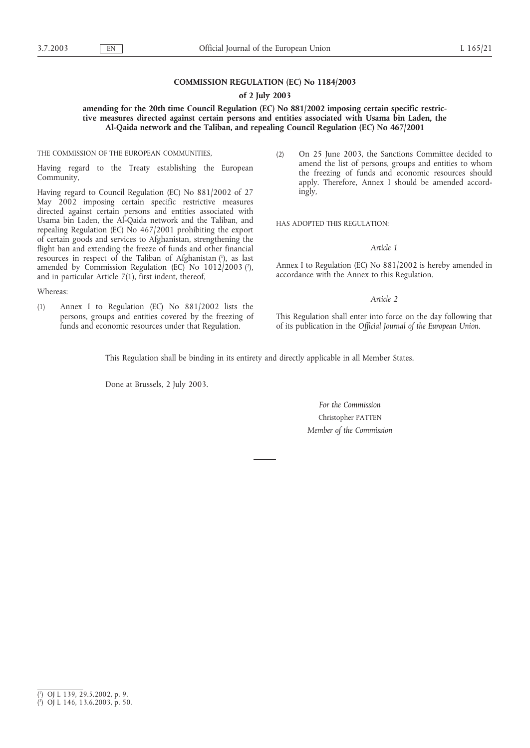**COMMISSION REGULATION (EC) No 1184/2003**

**of 2 July 2003**

**amending for the 20th time Council Regulation (EC) No 881/2002 imposing certain specific restrictive measures directed against certain persons and entities associated with Usama bin Laden, the Al-Qaida network and the Taliban, and repealing Council Regulation (EC) No 467/2001**

THE COMMISSION OF THE EUROPEAN COMMUNITIES,

Having regard to the Treaty establishing the European Community,

Having regard to Council Regulation (EC) No 881/2002 of 27 May 2002 imposing certain specific restrictive measures directed against certain persons and entities associated with Usama bin Laden, the Al-Qaida network and the Taliban, and repealing Regulation (EC) No 467/2001 prohibiting the export of certain goods and services to Afghanistan, strengthening the flight ban and extending the freeze of funds and other financial resources in respect of the Taliban of Afghanistan [1], as last amended by Commission Regulation (EC) No 1012/2003 [2], and in particular Article 7(1), first indent, thereof,

Whereas:

(1) Annex I to Regulation (EC) No 881/2002 lists the persons, groups and entities covered by the freezing of funds and economic resources under that Regulation.

(2) On 25 June 2003, the Sanctions Committee decided to amend the list of persons, groups and entities to whom the freezing of funds and economic resources should apply. Therefore, Annex I should be amended accordingly,

HAS ADOPTED THIS REGULATION:

*Article 1*

Annex I to Regulation (EC) No 881/2002 is hereby amended in accordance with the Annex to this Regulation.

*Article 2*

This Regulation shall enter into force on the day following that of its publication in the *Official Journal of the European Union*.

This Regulation shall be binding in its entirety and directly applicable in all Member States.

Done at Brussels, 2 July 2003.

*For the Commission*

Christopher PATTEN

*Member of the Commission*

---

[1] OJ L 139, 29.5.2002, p. 9.

[2] OJ L 146, 13.6.2003, p. 50.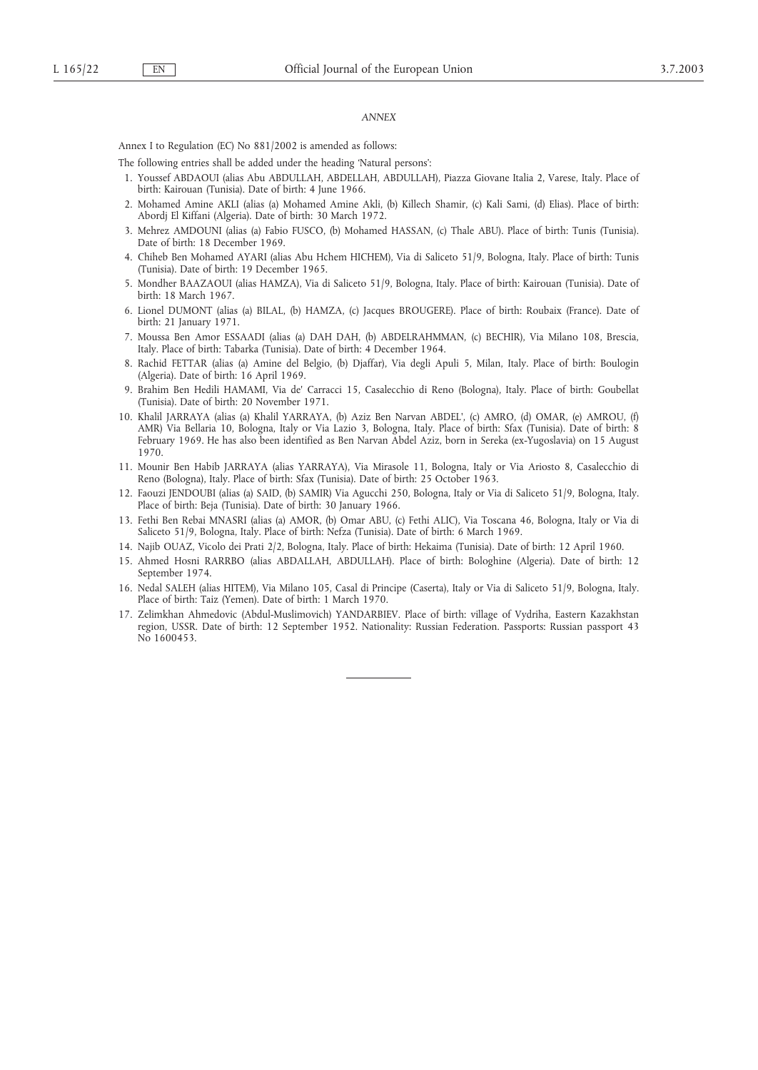*ANNEX*

Annex I to Regulation (EC) No 881/2002 is amended as follows:

The following entries shall be added under the heading 'Natural persons':

1. Youssef ABDAOUI (alias Abu ABDULLAH, ABDELLAH, ABDULLAH), Piazza Giovane Italia 2, Varese, Italy. Place of birth: Kairouan (Tunisia). Date of birth: 4 June 1966.
2. Mohamed Amine AKLI (alias (a) Mohamed Amine Akli, (b) Killech Shamir, (c) Kali Sami, (d) Elias). Place of birth: Abordj El Kiffani (Algeria). Date of birth: 30 March 1972.
3. Mehrez AMDOUNI (alias (a) Fabio FUSCO, (b) Mohamed HASSAN, (c) Thale ABU). Place of birth: Tunis (Tunisia). Date of birth: 18 December 1969.
4. Chiheb Ben Mohamed AYARI (alias Abu Hchem HICHEM), Via di Saliceto 51/9, Bologna, Italy. Place of birth: Tunis (Tunisia). Date of birth: 19 December 1965.
5. Mondher BAAZAOUI (alias HAMZA), Via di Saliceto 51/9, Bologna, Italy. Place of birth: Kairouan (Tunisia). Date of birth: 18 March 1967.
6. Lionel DUMONT (alias (a) BILAL, (b) HAMZA, (c) Jacques BROUGERE). Place of birth: Roubaix (France). Date of birth: 21 January 1971.
7. Moussa Ben Amor ESSAADI (alias (a) DAH DAH, (b) ABDELRAHMMAN, (c) BECHIR), Via Milano 108, Brescia, Italy. Place of birth: Tabarka (Tunisia). Date of birth: 4 December 1964.
8. Rachid FETTAR (alias (a) Amine del Belgio, (b) Djaffar), Via degli Apuli 5, Milan, Italy. Place of birth: Boulogin (Algeria). Date of birth: 16 April 1969.
9. Brahim Ben Hedili HAMAMI, Via de' Carracci 15, Casalecchio di Reno (Bologna), Italy. Place of birth: Goubellat (Tunisia). Date of birth: 20 November 1971.
10. Khalil JARRAYA (alias (a) Khalil YARRAYA, (b) Aziz Ben Narvan ABDEL', (c) AMRO, (d) OMAR, (e) AMROU, (f) AMR) Via Bellaria 10, Bologna, Italy or Via Lazio 3, Bologna, Italy. Place of birth: Sfax (Tunisia). Date of birth: 8 February 1969. He has also been identified as Ben Narvan Abdel Aziz, born in Sereka (ex-Yugoslavia) on 15 August 1970.
11. Mounir Ben Habib JARRAYA (alias YARRAYA), Via Mirasole 11, Bologna, Italy or Via Ariosto 8, Casalecchio di Reno (Bologna), Italy. Place of birth: Sfax (Tunisia). Date of birth: 25 October 1963.
12. Faouzi JENDOUBI (alias (a) SAID, (b) SAMIR) Via Agucchi 250, Bologna, Italy or Via di Saliceto 51/9, Bologna, Italy. Place of birth: Beja (Tunisia). Date of birth: 30 January 1966.
13. Fethi Ben Rebai MNASRI (alias (a) AMOR, (b) Omar ABU, (c) Fethi ALIC), Via Toscana 46, Bologna, Italy or Via di Saliceto 51/9, Bologna, Italy. Place of birth: Nefza (Tunisia). Date of birth: 6 March 1969.
14. Najib OUAZ, Vicolo dei Prati 2/2, Bologna, Italy. Place of birth: Hekaima (Tunisia). Date of birth: 12 April 1960.
15. Ahmed Hosni RARRBO (alias ABDALLAH, ABDULLAH). Place of birth: Bologhine (Algeria). Date of birth: 12 September 1974.
16. Nedal SALEH (alias HITEM), Via Milano 105, Casal di Principe (Caserta), Italy or Via di Saliceto 51/9, Bologna, Italy. Place of birth: Taiz (Yemen). Date of birth: 1 March 1970.
17. Zelimkhan Ahmedovic (Abdul-Muslimovich) YANDARBIEV. Place of birth: village of Vydriha, Eastern Kazakhstan region, USSR. Date of birth: 12 September 1952. Nationality: Russian Federation. Passports: Russian passport 43 No 1600453.